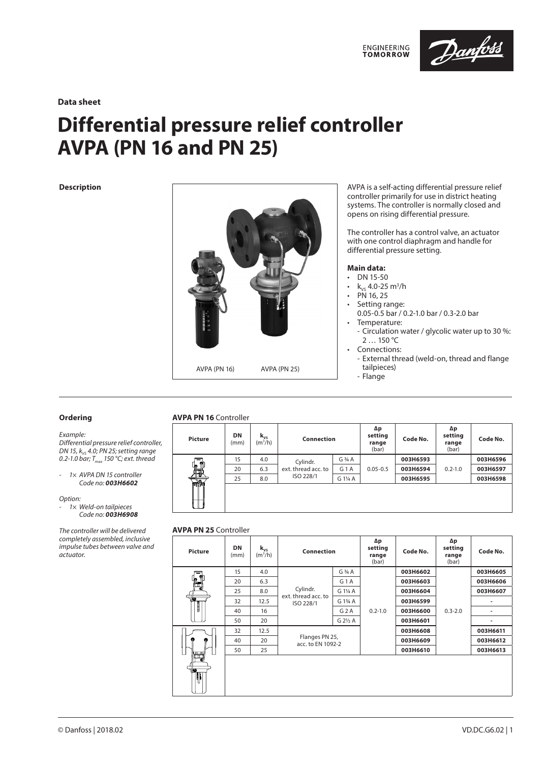Data sheet

# Differential pressure relief controller AVPA (PN 16 and PN 25)

## Description

AVPA (PN 16) AVPA (PN 25)

AVPA is a self-acting differential pressure relief controller primarily for use in district heating systems. The controller is normally closed and opens on rising differential pressure.

The controller has a control valve, an actuator with one control diaphragm and handle for differential pressure setting.

**Main data:**

- DN 15-50
- $k_{vs}$ 4.0-25 m³/h
- PN 16, 25
- Setting range:
  0.05-0.5 bar / 0.2-1.0 bar / 0.3-2.0 bar
- Temperature:
  - Circulation water / glycolic water up to 30 %: 2 … 150 °C
- Connections:
  - External thread (weld-on, thread and flange tailpieces)
  - Flange

## Ordering

*Example:*
*Differential pressure relief controller, DN 15, $k_{vs}$ 4.0; PN 25; setting range 0.2-1.0 bar; $T_{max}$ 150 °C; ext. thread*

- *1× AVPA DN 15 controller*
  *Code no: **003H6602***

*Option:*
- *1× Weld-on tailpieces*
  *Code no: **003H6908***

*The controller will be delivered completely assembled, inclusive impulse tubes between valve and actuator.*

**AVPA PN 16** Controller

| Picture | DN (mm) | $k_{vs}$ (m³/h) | Connection | | Δp setting range (bar) | Code No. | Δp setting range (bar) | Code No. |
|---|---|---|---|---|---|---|---|---|
| | 15 | 4.0 | Cylindr. ext. thread acc. to ISO 228/1 | G ¾ A | 0.05-0.5 | **003H6593** | 0.2-1.0 | **003H6596** |
| | 20 | 6.3 | | G 1 A | | **003H6594** | | **003H6597** |
| | 25 | 8.0 | | G 1¼ A | | **003H6595** | | **003H6598** |

**AVPA PN 25** Controller

| Picture | DN (mm) | $k_{vs}$ (m³/h) | Connection | | Δp setting range (bar) | Code No. | Δp setting range (bar) | Code No. |
|---|---|---|---|---|---|---|---|---|
| | 15 | 4.0 | Cylindr. ext. thread acc. to ISO 228/1 | G ¾ A | 0.2-1.0 | **003H6602** | 0.3-2.0 | **003H6605** |
| | 20 | 6.3 | | G 1 A | | **003H6603** | | **003H6606** |
| | 25 | 8.0 | | G 1¼ A | | **003H6604** | | **003H6607** |
| | 32 | 12.5 | | G 1¾ A | | **003H6599** | | - |
| | 40 | 16 | | G 2 A | | **003H6600** | | - |
| | 50 | 20 | | G 2½ A | | **003H6601** | | - |
| | 32 | 12.5 | Flanges PN 25, acc. to EN 1092-2 | | | **003H6608** | | **003H6611** |
| | 40 | 20 | | | | **003H6609** | | **003H6612** |
| | 50 | 25 | | | | **003H6610** | | **003H6613** |

© Danfoss | 2018.02 VD.DC.G6.02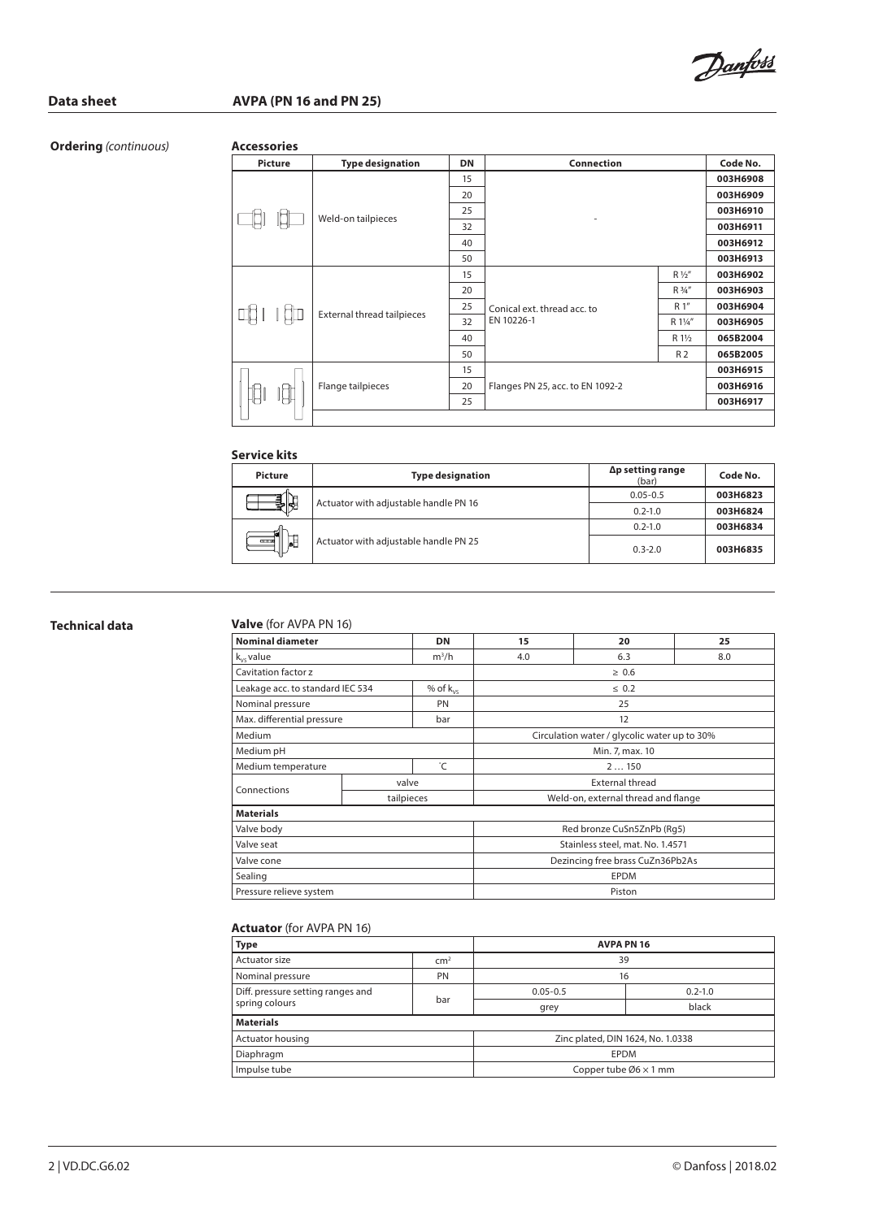## Ordering *(continuous)*

### Accessories

| Picture | Type designation | DN | Connection | | Code No. |
|---|---|---|---|---|---|
| | Weld-on tailpieces | 15 | - | | **003H6908** |
| | | 20 | | | **003H6909** |
| | | 25 | | | **003H6910** |
| | | 32 | | | **003H6911** |
| | | 40 | | | **003H6912** |
| | | 50 | | | **003H6913** |
| | External thread tailpieces | 15 | Conical ext. thread acc. to EN 10226-1 | R ½" | **003H6902** |
| | | 20 | | R ¾" | **003H6903** |
| | | 25 | | R 1" | **003H6904** |
| | | 32 | | R 1¼" | **003H6905** |
| | | 40 | | R 1½ | **065B2004** |
| | | 50 | | R 2 | **065B2005** |
| | Flange tailpieces | 15 | Flanges PN 25, acc. to EN 1092-2 | | **003H6915** |
| | | 20 | | | **003H6916** |
| | | 25 | | | **003H6917** |

### Service kits

| Picture | Type designation | Δp setting range (bar) | Code No. |
|---|---|---|---|
| | Actuator with adjustable handle PN 16 | 0.05-0.5 | **003H6823** |
| | | 0.2-1.0 | **003H6824** |
| | Actuator with adjustable handle PN 25 | 0.2-1.0 | **003H6834** |
| | | 0.3-2.0 | **003H6835** |

## Technical data

### Valve (for AVPA PN 16)

| Nominal diameter | | DN | 15 | 20 | 25 |
|---|---|---|---|---|---|
| $k_{vs}$ value | | $m^3/h$ | 4.0 | 6.3 | 8.0 |
| Cavitation factor z | | | ≥ 0.6 | | |
| Leakage acc. to standard IEC 534 | | % of $k_{vs}$ | ≤ 0.2 | | |
| Nominal pressure | | PN | 25 | | |
| Max. differential pressure | | bar | 12 | | |
| Medium | | | Circulation water / glycolic water up to 30% | | |
| Medium pH | | | Min. 7, max. 10 | | |
| Medium temperature | | °C | 2 … 150 | | |
| Connections | valve | | External thread | | |
| | tailpieces | | Weld-on, external thread and flange | | |
| **Materials** | | | | | |
| Valve body | | | Red bronze CuSn5ZnPb (Rg5) | | |
| Valve seat | | | Stainless steel, mat. No. 1.4571 | | |
| Valve cone | | | Dezincing free brass CuZn36Pb2As | | |
| Sealing | | | EPDM | | |
| Pressure relieve system | | | Piston | | |

### Actuator (for AVPA PN 16)

| Type | | AVPA PN 16 | |
|---|---|---|---|
| Actuator size | $cm^2$ | 39 | |
| Nominal pressure | PN | 16 | |
| Diff. pressure setting ranges and spring colours | bar | 0.05-0.5 | 0.2-1.0 |
| | | grey | black |
| **Materials** | | | |
| Actuator housing | | Zinc plated, DIN 1624, No. 1.0338 | |
| Diaphragm | | EPDM | |
| Impulse tube | | Copper tube Ø6 × 1 mm | |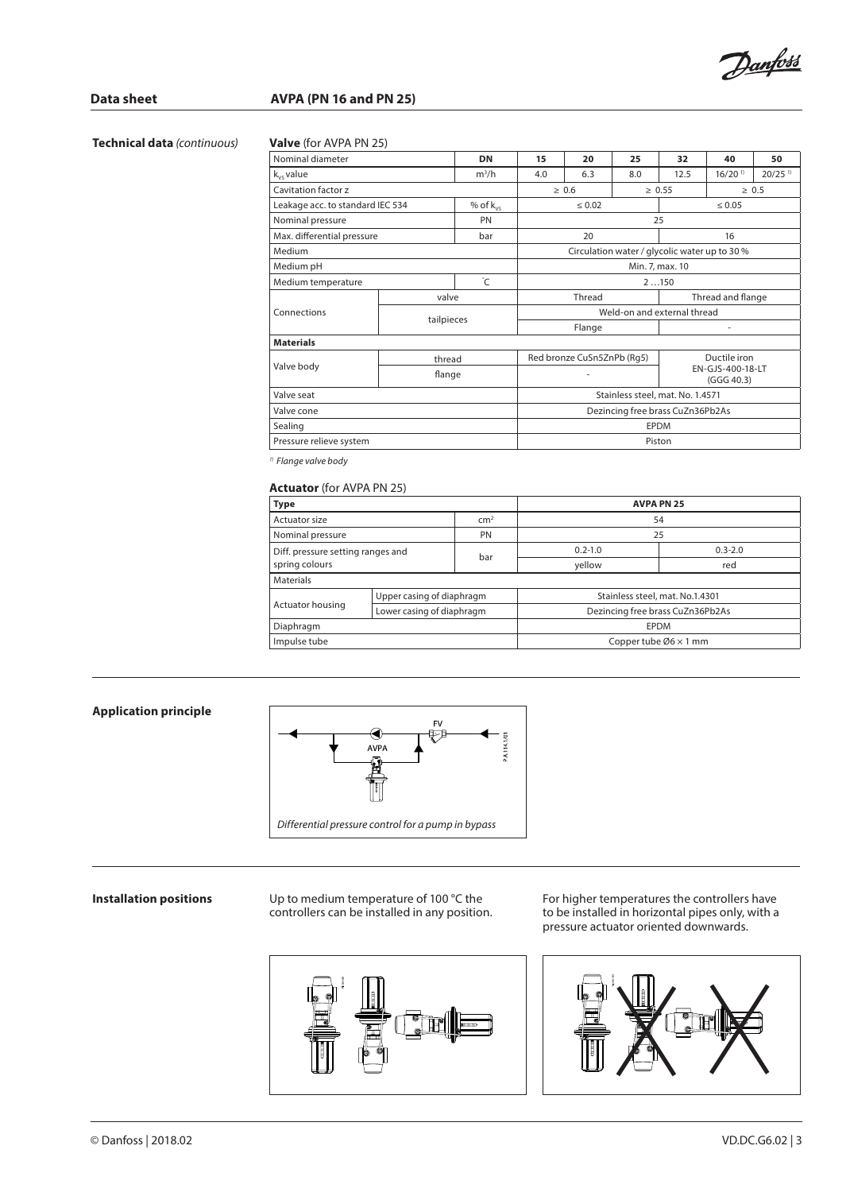## Technical data *(continuous)*

**Valve** (for AVPA PN 25)

| Nominal diameter | | DN | 15 | 20 | 25 | 32 | 40 | 50 |
|---|---|---|---|---|---|---|---|---|
| $k_{vs}$ value | | $m^3/h$ | 4.0 | 6.3 | 8.0 | 12.5 | 16/20 [1] | 20/25 [1] |
| Cavitation factor z | | | ≥ 0.6 | | ≥ 0.55 | | ≥ 0.5 | |
| Leakage acc. to standard IEC 534 | | % of $k_{vs}$ | ≤ 0.02 | | | ≤ 0.05 | | |
| Nominal pressure | | PN | 25 | | | | | |
| Max. differential pressure | | bar | 20 | | | 16 | | |
| Medium | | | Circulation water / glycolic water up to 30 % | | | | | |
| Medium pH | | | Min. 7, max. 10 | | | | | |
| Medium temperature | | °C | 2 …150 | | | | | |
| Connections | valve | | Thread | | | Thread and flange | | |
| | tailpieces | | Weld-on and external thread | | | | | |
| | | | Flange | | | - | | |
| **Materials** | | | | | | | | |
| Valve body | thread | | Red bronze CuSn5ZnPb (Rg5) | | | Ductile iron EN-GJS-400-18-LT (GGG 40.3) | | |
| | flange | | - | | | | | |
| Valve seat | | | Stainless steel, mat. No. 1.4571 | | | | | |
| Valve cone | | | Dezincing free brass CuZn36Pb2As | | | | | |
| Sealing | | | EPDM | | | | | |
| Pressure relieve system | | | Piston | | | | | |

[1] *Flange valve body*

**Actuator** (for AVPA PN 25)

| Type | | | AVPA PN 25 | |
|---|---|---|---|---|
| Actuator size | | $cm^2$ | 54 | |
| Nominal pressure | | PN | 25 | |
| Diff. pressure setting ranges and spring colours | | bar | 0.2-1.0 | 0.3-2.0 |
| | | | yellow | red |
| Materials | | | | |
| Actuator housing | Upper casing of diaphragm | | Stainless steel, mat. No.1.4301 | |
| | Lower casing of diaphragm | | Dezincing free brass CuZn36Pb2As | |
| Diaphragm | | | EPDM | |
| Impulse tube | | | Copper tube Ø6 × 1 mm | |

## Application principle

*Differential pressure control for a pump in bypass*

## Installation positions

Up to medium temperature of 100 °C the controllers can be installed in any position.

For higher temperatures the controllers have to be installed in horizontal pipes only, with a pressure actuator oriented downwards.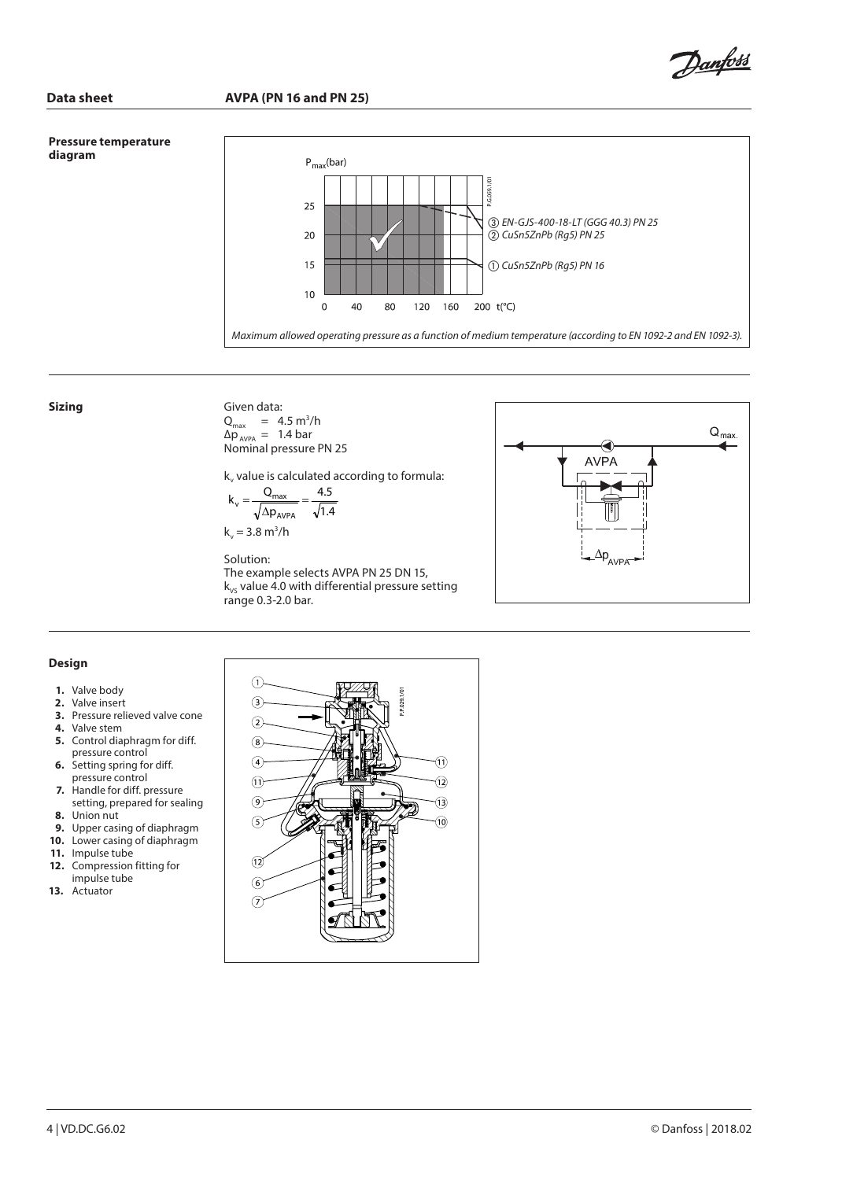## Pressure temperature diagram

③ EN-GJS-400-18-LT (GGG 40.3) PN 25
② CuSn5ZnPb (Rg5) PN 25
① CuSn5ZnPb (Rg5) PN 16

*Maximum allowed operating pressure as a function of medium temperature (according to EN 1092-2 and EN 1092-3).*

## Sizing

Given data:
$Q_{max} = 4.5\ m^3/h$
$\Delta p_{AVPA} = 1.4$ bar
Nominal pressure PN 25

$k_v$ value is calculated according to formula:

$$k_v = \frac{Q_{max}}{\sqrt{\Delta p_{AVPA}}} = \frac{4.5}{\sqrt{1.4}}$$

$k_v = 3.8\ m^3/h$

Solution:
The example selects AVPA PN 25 DN 15, $k_{vs}$ value 4.0 with differential pressure setting range 0.3-2.0 bar.

## Design

1. Valve body
2. Valve insert
3. Pressure relieved valve cone
4. Valve stem
5. Control diaphragm for diff. pressure control
6. Setting spring for diff. pressure control
7. Handle for diff. pressure setting, prepared for sealing
8. Union nut
9. Upper casing of diaphragm
10. Lower casing of diaphragm
11. Impulse tube
12. Compression fitting for impulse tube
13. Actuator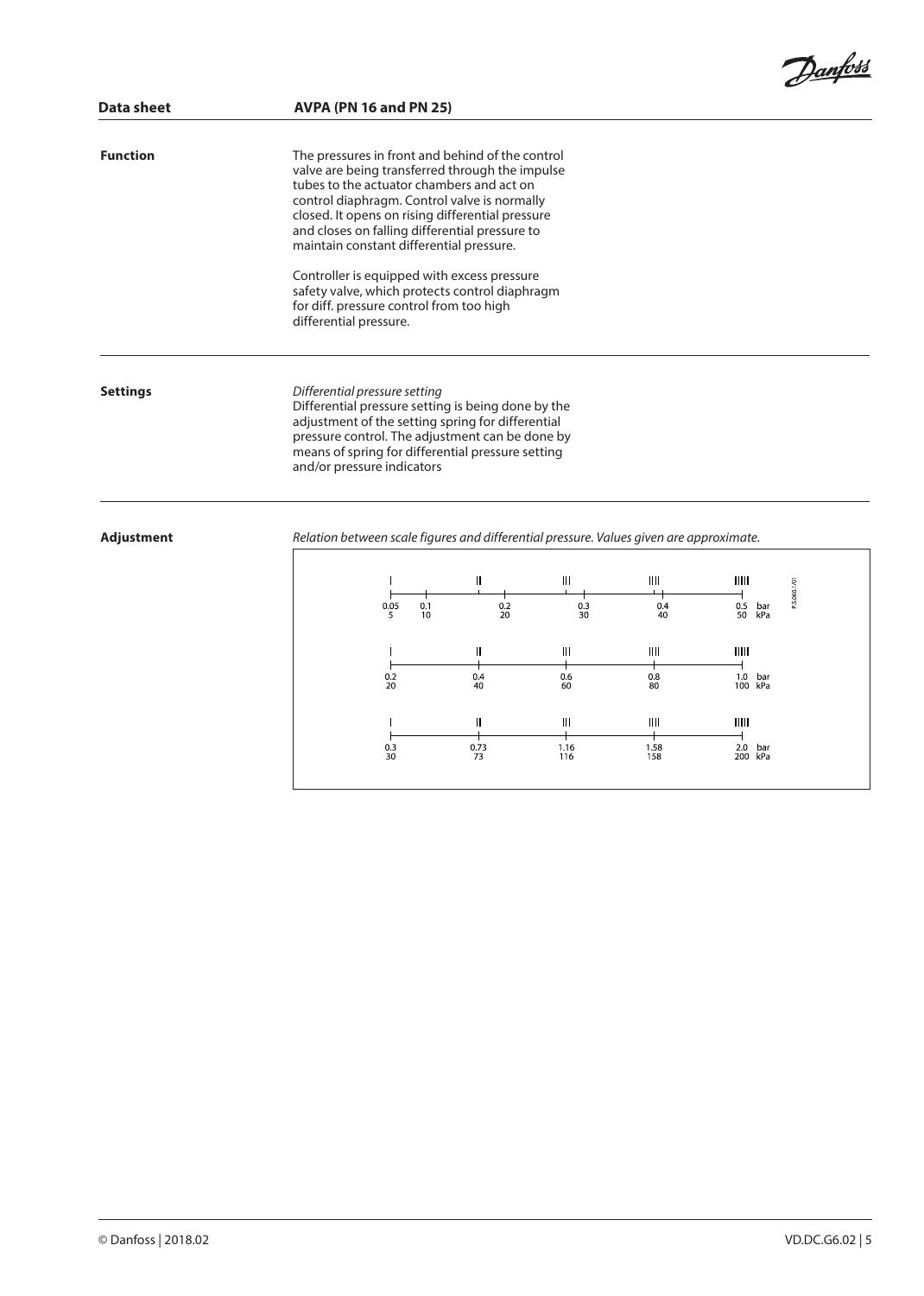## Function

The pressures in front and behind of the control valve are being transferred through the impulse tubes to the actuator chambers and act on control diaphragm. Control valve is normally closed. It opens on rising differential pressure and closes on falling differential pressure to maintain constant differential pressure.

Controller is equipped with excess pressure safety valve, which protects control diaphragm for diff. pressure control from too high differential pressure.

## Settings

*Differential pressure setting*
Differential pressure setting is being done by the adjustment of the setting spring for differential pressure control. The adjustment can be done by means of spring for differential pressure setting and/or pressure indicators

## Adjustment

*Relation between scale figures and differential pressure. Values given are approximate.*

| Scale | I | | II | III | IIII | IIIII |
|---|---|---|---|---|---|---|
| bar | 0.05 | 0.1 | 0.2 | 0.3 | 0.4 | 0.5 |
| kPa | 5 | 10 | 20 | 30 | 40 | 50 |

| Scale | I | II | III | IIII | IIIII |
|---|---|---|---|---|---|
| bar | 0.2 | 0.4 | 0.6 | 0.8 | 1.0 |
| kPa | 20 | 40 | 60 | 80 | 100 |

| Scale | I | II | III | IIII | IIIII |
|---|---|---|---|---|---|
| bar | 0.3 | 0.73 | 1.16 | 1.58 | 2.0 |
| kPa | 30 | 73 | 116 | 158 | 200 |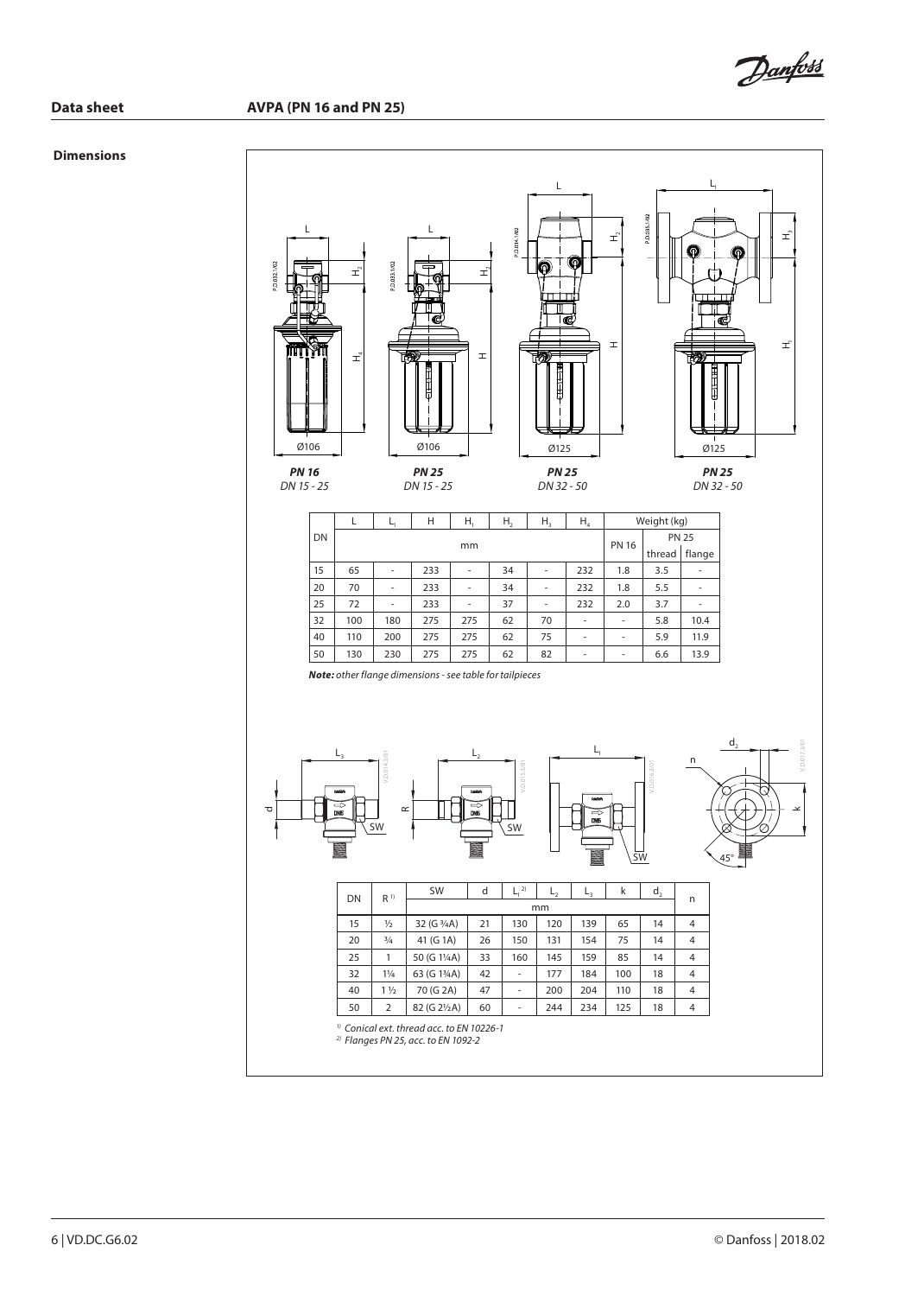## Dimensions

*PN 16*
*DN 15 - 25*

*PN 25*
*DN 15 - 25*

*PN 25*
*DN 32 - 50*

*PN 25*
*DN 32 - 50*

| DN | L | $L_1$ | H | $H_1$ | $H_2$ | $H_3$ | $H_4$ | Weight (kg) | | |
|---|---|---|---|---|---|---|---|---|---|---|
| | mm | | | | | | | PN 16 | PN 25 | |
| | | | | | | | | | thread | flange |
| 15 | 65 | - | 233 | - | 34 | - | 232 | 1.8 | 3.5 | - |
| 20 | 70 | - | 233 | - | 34 | - | 232 | 1.8 | 5.5 | - |
| 25 | 72 | - | 233 | - | 37 | - | 232 | 2.0 | 3.7 | - |
| 32 | 100 | 180 | 275 | 275 | 62 | 70 | - | - | 5.8 | 10.4 |
| 40 | 110 | 200 | 275 | 275 | 62 | 75 | - | - | 5.9 | 11.9 |
| 50 | 130 | 230 | 275 | 275 | 62 | 82 | - | - | 6.6 | 13.9 |

***Note:*** *other flange dimensions - see table for tailpieces*

| DN | R [1] | SW | d | $L_1$ [2] | $L_2$ | $L_3$ | k | $d_2$ | n |
|---|---|---|---|---|---|---|---|---|---|
| | | mm | | | | | | | |
| 15 | ½ | 32 (G ¾A) | 21 | 130 | 120 | 139 | 65 | 14 | 4 |
| 20 | ¾ | 41 (G 1A) | 26 | 150 | 131 | 154 | 75 | 14 | 4 |
| 25 | 1 | 50 (G 1¼A) | 33 | 160 | 145 | 159 | 85 | 14 | 4 |
| 32 | 1¼ | 63 (G 1¾A) | 42 | - | 177 | 184 | 100 | 18 | 4 |
| 40 | 1 ½ | 70 (G 2A) | 47 | - | 200 | 204 | 110 | 18 | 4 |
| 50 | 2 | 82 (G 2½A) | 60 | - | 244 | 234 | 125 | 18 | 4 |

[1] *Conical ext. thread acc. to EN 10226-1*
[2] *Flanges PN 25, acc. to EN 1092-2*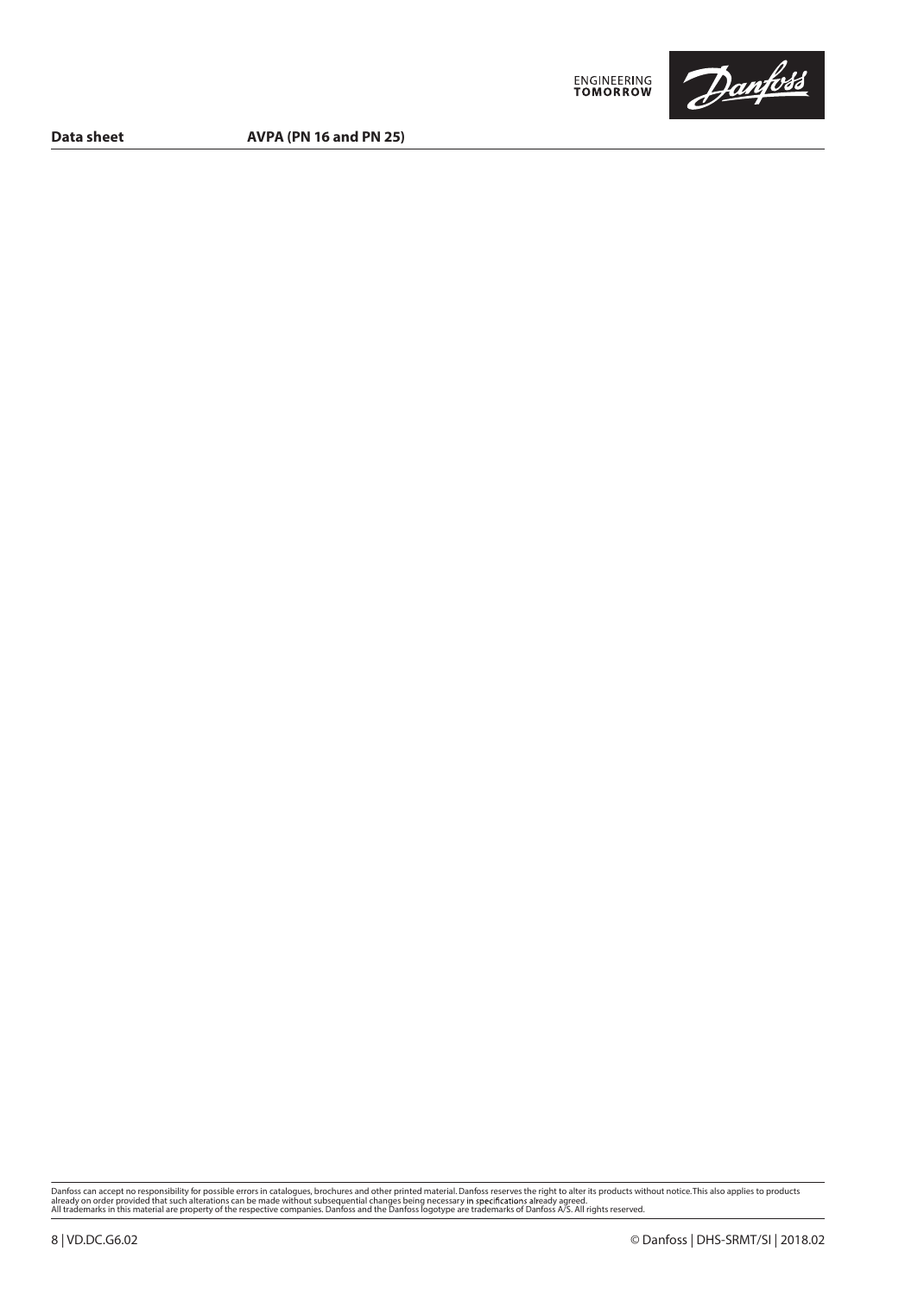Danfoss can accept no responsibility for possible errors in catalogues, brochures and other printed material. Danfoss reserves the right to alter its products without notice. This also applies to products already on order provided that such alterations can be made without subsequential changes being necessary in specifications already agreed.
All trademarks in this material are property of the respective companies. Danfoss and the Danfoss logotype are trademarks of Danfoss A/S. All rights reserved.